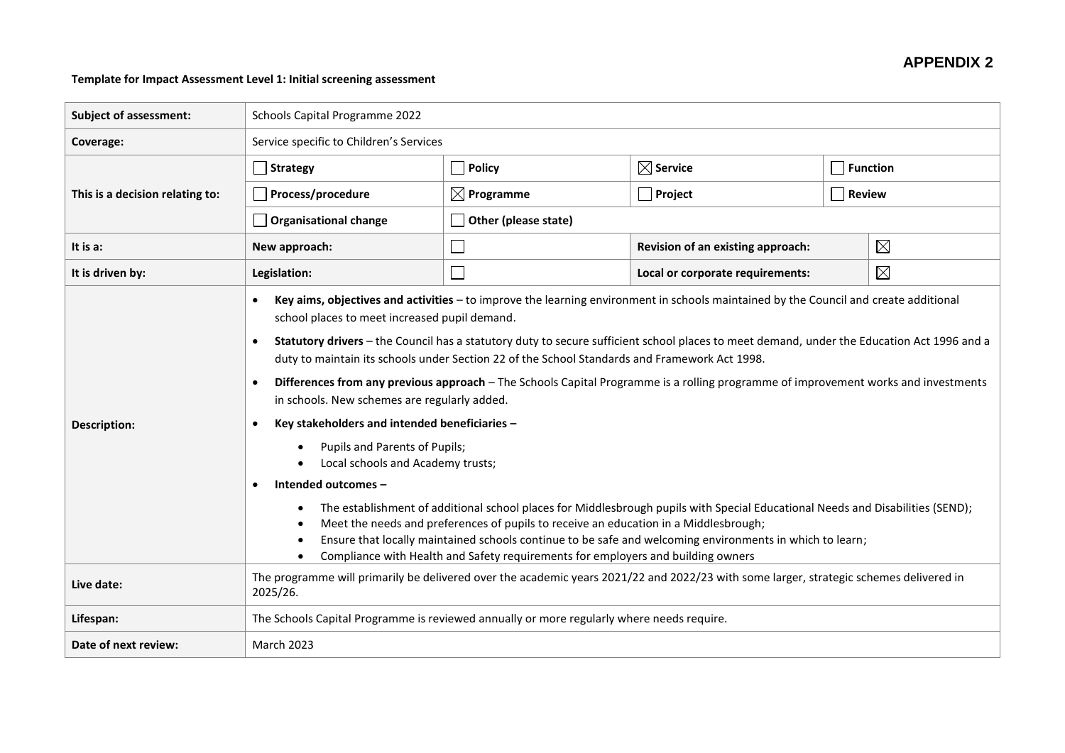**APPENDIX 2**

**Template for Impact Assessment Level 1: Initial screening assessment**

| **Subject of assessment:** | Schools Capital Programme 2022 | | | |
|---|---|---|---|---|
| **Coverage:** | Service specific to Children's Services | | | |
| **This is a decision relating to:** | ☐ **Strategy** | ☐ **Policy** | ☒ **Service** | ☐ **Function** |
| | ☐ **Process/procedure** | ☒ **Programme** | ☐ **Project** | ☐ **Review** |
| | ☐ **Organisational change** | ☐ **Other (please state)** | | |
| **It is a:** | **New approach:** | ☐ | **Revision of an existing approach:** | ☒ |
| **It is driven by:** | **Legislation:** | ☐ | **Local or corporate requirements:** | ☒ |
| **Description:** | • **Key aims, objectives and activities** – to improve the learning environment in schools maintained by the Council and create additional school places to meet increased pupil demand.<br>• **Statutory drivers** – the Council has a statutory duty to secure sufficient school places to meet demand, under the Education Act 1996 and a duty to maintain its schools under Section 22 of the School Standards and Framework Act 1998.<br>• **Differences from any previous approach** – The Schools Capital Programme is a rolling programme of improvement works and investments in schools. New schemes are regularly added.<br>• **Key stakeholders and intended beneficiaries –**<br>  ◦ Pupils and Parents of Pupils;<br>  ◦ Local schools and Academy trusts;<br>• **Intended outcomes –**<br>  ◦ The establishment of additional school places for Middlesbrough pupils with Special Educational Needs and Disabilities (SEND);<br>  ◦ Meet the needs and preferences of pupils to receive an education in a Middlesbrough;<br>  ◦ Ensure that locally maintained schools continue to be safe and welcoming environments in which to learn;<br>  ◦ Compliance with Health and Safety requirements for employers and building owners | | | |
| **Live date:** | The programme will primarily be delivered over the academic years 2021/22 and 2022/23 with some larger, strategic schemes delivered in 2025/26. | | | |
| **Lifespan:** | The Schools Capital Programme is reviewed annually or more regularly where needs require. | | | |
| **Date of next review:** | March 2023 | | | |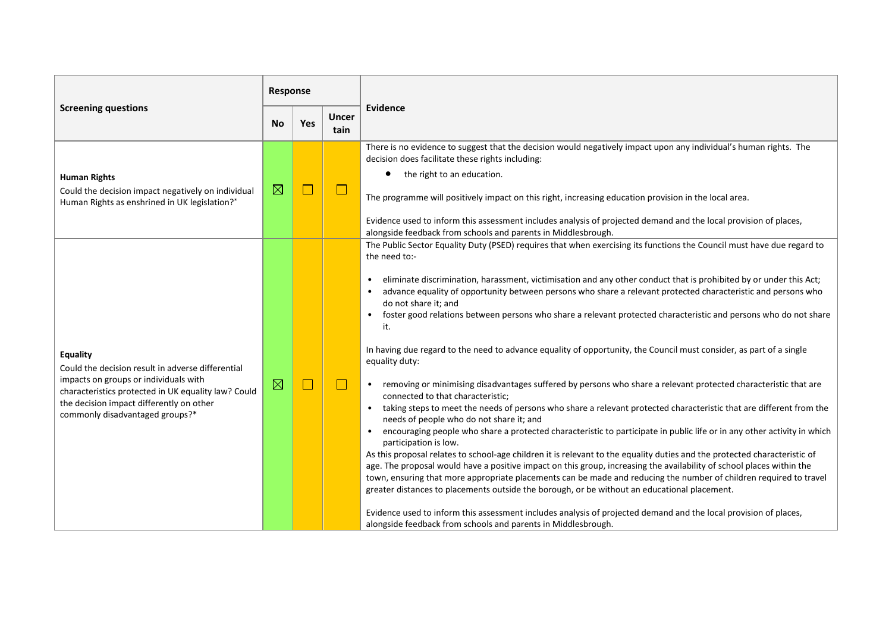| Screening questions | Response | | | Evidence |
|---|---|---|---|---|
| | No | Yes | Uncertain | |
| **Human Rights**<br>Could the decision impact negatively on individual Human Rights as enshrined in UK legislation?* | ☒ | ☐ | ☐ | There is no evidence to suggest that the decision would negatively impact upon any individual's human rights. The decision does facilitate these rights including:<br>• the right to an education.<br><br>The programme will positively impact on this right, increasing education provision in the local area.<br><br>Evidence used to inform this assessment includes analysis of projected demand and the local provision of places, alongside feedback from schools and parents in Middlesbrough. |
| **Equality**<br>Could the decision result in adverse differential impacts on groups or individuals with characteristics protected in UK equality law? Could the decision impact differently on other commonly disadvantaged groups?* | ☒ | ☐ | ☐ | The Public Sector Equality Duty (PSED) requires that when exercising its functions the Council must have due regard to the need to:-<br><br>• eliminate discrimination, harassment, victimisation and any other conduct that is prohibited by or under this Act;<br>• advance equality of opportunity between persons who share a relevant protected characteristic and persons who do not share it; and<br>• foster good relations between persons who share a relevant protected characteristic and persons who do not share it.<br><br>In having due regard to the need to advance equality of opportunity, the Council must consider, as part of a single equality duty:<br><br>• removing or minimising disadvantages suffered by persons who share a relevant protected characteristic that are connected to that characteristic;<br>• taking steps to meet the needs of persons who share a relevant protected characteristic that are different from the needs of people who do not share it; and<br>• encouraging people who share a protected characteristic to participate in public life or in any other activity in which participation is low.<br><br>As this proposal relates to school-age children it is relevant to the equality duties and the protected characteristic of age. The proposal would have a positive impact on this group, increasing the availability of school places within the town, ensuring that more appropriate placements can be made and reducing the number of children required to travel greater distances to placements outside the borough, or be without an educational placement.<br><br>Evidence used to inform this assessment includes analysis of projected demand and the local provision of places, alongside feedback from schools and parents in Middlesbrough. |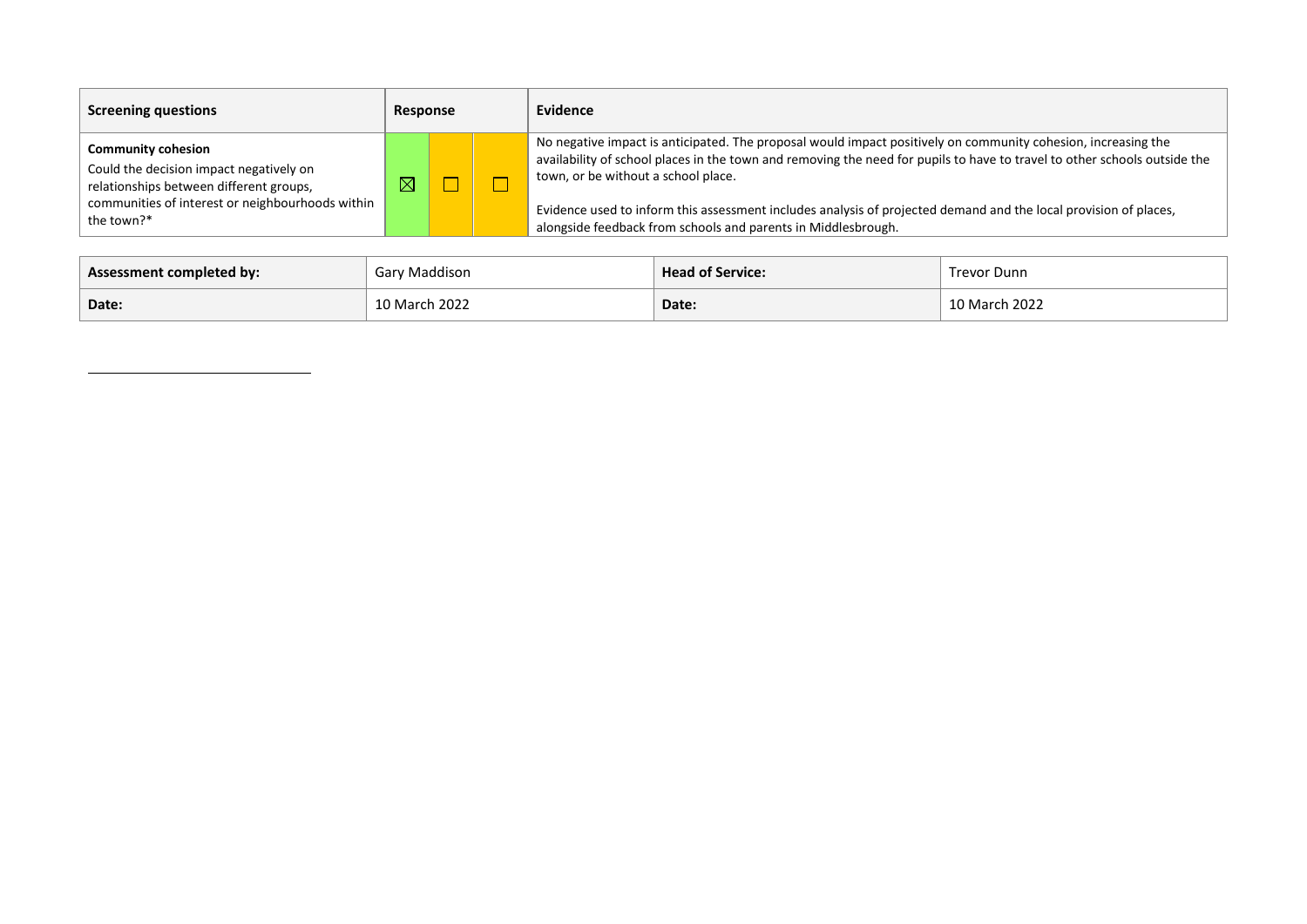| Screening questions | Response | | | Evidence |
|---|---|---|---|---|
| **Community cohesion**<br>Could the decision impact negatively on relationships between different groups, communities of interest or neighbourhoods within the town?* | ☒ | ☐ | ☐ | No negative impact is anticipated. The proposal would impact positively on community cohesion, increasing the availability of school places in the town and removing the need for pupils to have to travel to other schools outside the town, or be without a school place.<br><br>Evidence used to inform this assessment includes analysis of projected demand and the local provision of places, alongside feedback from schools and parents in Middlesbrough. |

| | | | |
|---|---|---|---|
| **Assessment completed by:** | Gary Maddison | **Head of Service:** | Trevor Dunn |
| **Date:** | 10 March 2022 | **Date:** | 10 March 2022 |